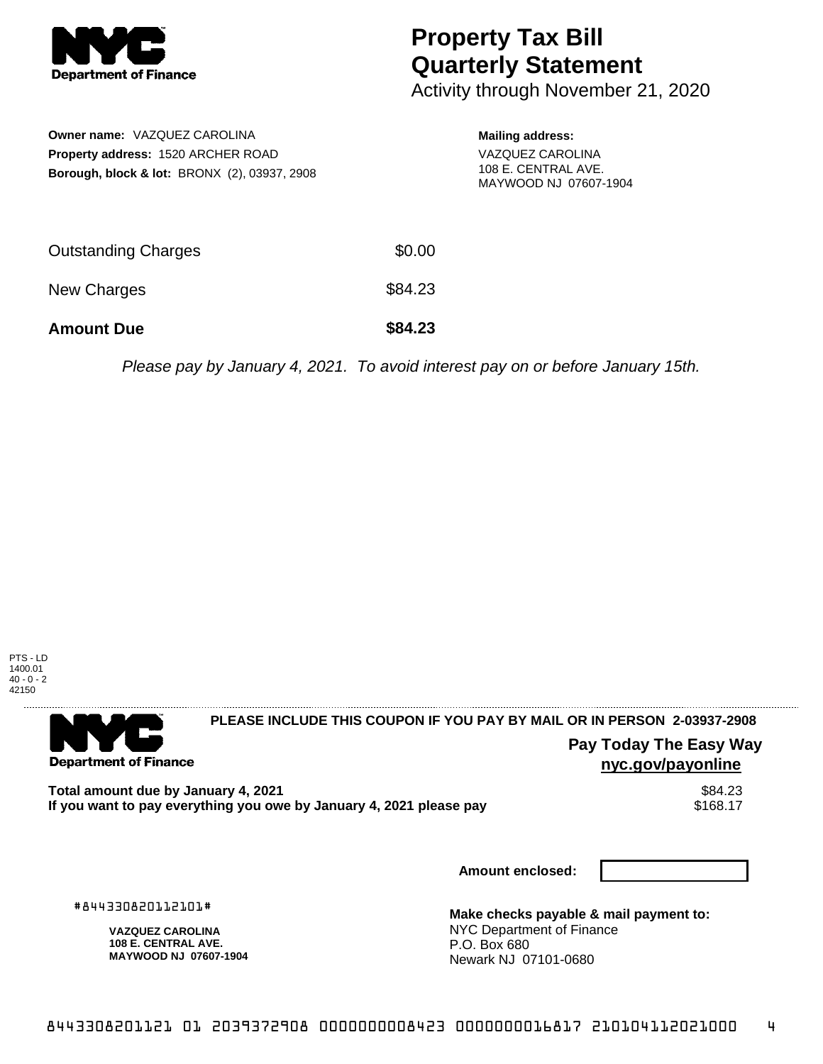Department of Finance

# Property Tax Bill Quarterly Statement

Activity through November 21, 2020

**Owner name:** VAZQUEZ CAROLINA
**Property address:** 1520 ARCHER ROAD
**Borough, block & lot:** BRONX (2), 03937, 2908

**Mailing address:**
VAZQUEZ CAROLINA
108 E. CENTRAL AVE.
MAYWOOD NJ 07607-1904

| | |
|---|---|
| Outstanding Charges | $0.00 |
| New Charges | $84.23 |
| **Amount Due** | **$84.23** |

*Please pay by January 4, 2021. To avoid interest pay on or before January 15th.*

PTS - LD
1400.01
40 - 0 - 2
42150

Department of Finance

**PLEASE INCLUDE THIS COUPON IF YOU PAY BY MAIL OR IN PERSON 2-03937-2908**

**Pay Today The Easy Way**
**nyc.gov/payonline**

| | |
|---|---|
| **Total amount due by January 4, 2021** | $84.23 |
| **If you want to pay everything you owe by January 4, 2021 please pay** | $168.17 |

**Amount enclosed:**

#844330820112101#

**VAZQUEZ CAROLINA**
**108 E. CENTRAL AVE.**
**MAYWOOD NJ 07607-1904**

**Make checks payable & mail payment to:**
NYC Department of Finance
P.O. Box 680
Newark NJ 07101-0680

8443308201121 01 2039372908 0000000008423 0000000016817 210104112021000 4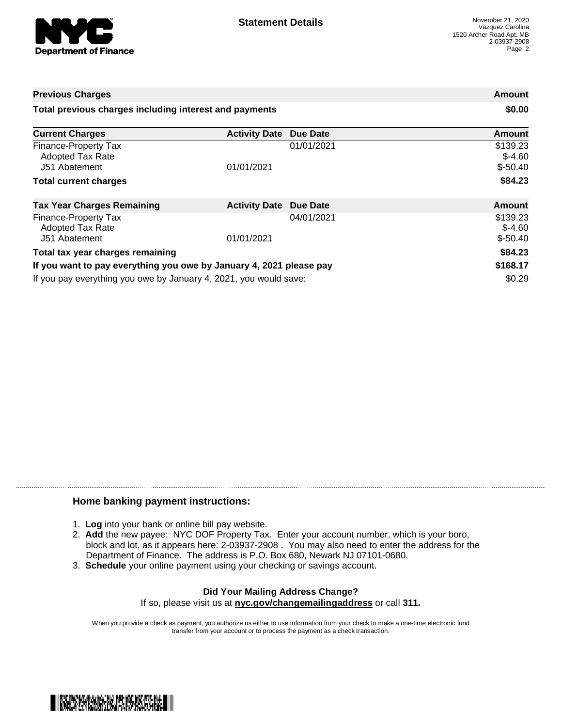# Statement Details

November 21, 2020
Vazquez Carolina
1520 Archer Road Apt. MB
2-03937-2908

| Previous Charges | | | Amount |
|---|---|---|---|
| **Total previous charges including interest and payments** | | | **$0.00** |

| Current Charges | Activity Date | Due Date | Amount |
|---|---|---|---|
| Finance-Property Tax | | 01/01/2021 | $139.23 |
| Adopted Tax Rate | | | $-4.60 |
| J51 Abatement | 01/01/2021 | | $-50.40 |
| **Total current charges** | | | **$84.23** |

| Tax Year Charges Remaining | Activity Date | Due Date | Amount |
|---|---|---|---|
| Finance-Property Tax | | 04/01/2021 | $139.23 |
| Adopted Tax Rate | | | $-4.60 |
| J51 Abatement | 01/01/2021 | | $-50.40 |
| **Total tax year charges remaining** | | | **$84.23** |
| **If you want to pay everything you owe by January 4, 2021 please pay** | | | **$168.17** |
| If you pay everything you owe by January 4, 2021, you would save: | | | $0.29 |

## Home banking payment instructions:

1. **Log** into your bank or online bill pay website.
2. **Add** the new payee: NYC DOF Property Tax. Enter your account number, which is your boro, block and lot, as it appears here: 2-03937-2908 . You may also need to enter the address for the Department of Finance. The address is P.O. Box 680, Newark NJ 07101-0680.
3. **Schedule** your online payment using your checking or savings account.

**Did Your Mailing Address Change?**
If so, please visit us at **nyc.gov/changemailingaddress** or call **311.**

When you provide a check as payment, you authorize us either to use information from your check to make a one-time electronic fund transfer from your account or to process the payment as a check transaction.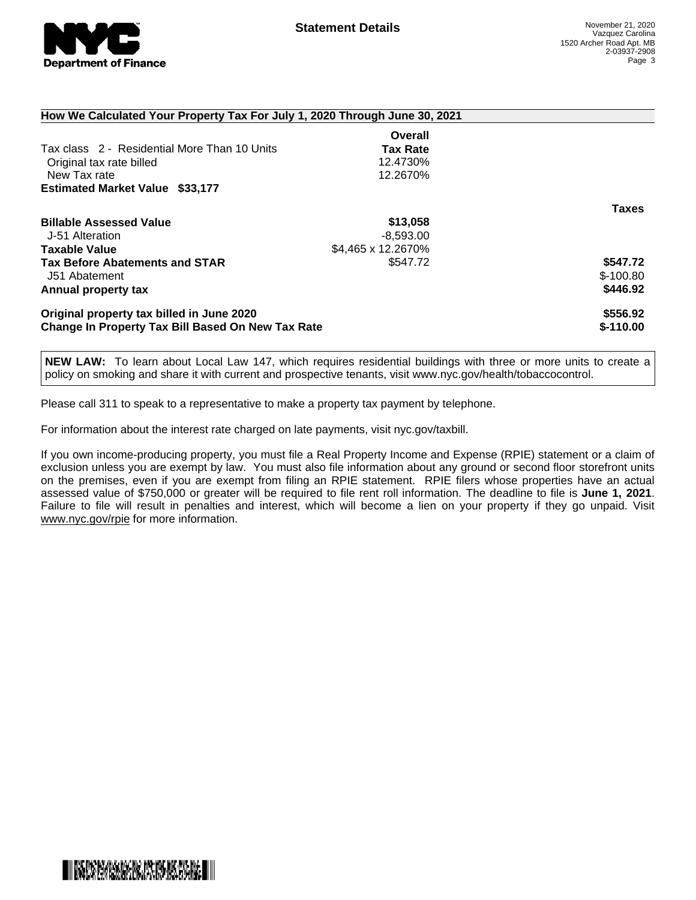## Statement Details

November 21, 2020
Vazquez Carolina
1520 Archer Road Apt. MB
2-03937-2908

### How We Calculated Your Property Tax For July 1, 2020 Through June 30, 2021

| | Overall Tax Rate | |
|---|---|---|
| Tax class 2 - Residential More Than 10 Units | | |
| Original tax rate billed | 12.4730% | |
| New Tax rate | 12.2670% | |
| **Estimated Market Value $33,177** | | |
| | | **Taxes** |
| **Billable Assessed Value** | **$13,058** | |
| J-51 Alteration | -8,593.00 | |
| **Taxable Value** | $4,465 x 12.2670% | |
| **Tax Before Abatements and STAR** | $547.72 | **$547.72** |
| J51 Abatement | | $-100.80 |
| **Annual property tax** | | **$446.92** |
| **Original property tax billed in June 2020** | | **$556.92** |
| **Change In Property Tax Bill Based On New Tax Rate** | | **$-110.00** |

**NEW LAW:** To learn about Local Law 147, which requires residential buildings with three or more units to create a policy on smoking and share it with current and prospective tenants, visit www.nyc.gov/health/tobaccocontrol.

Please call 311 to speak to a representative to make a property tax payment by telephone.

For information about the interest rate charged on late payments, visit nyc.gov/taxbill.

If you own income-producing property, you must file a Real Property Income and Expense (RPIE) statement or a claim of exclusion unless you are exempt by law. You must also file information about any ground or second floor storefront units on the premises, even if you are exempt from filing an RPIE statement. RPIE filers whose properties have an actual assessed value of $750,000 or greater will be required to file rent roll information. The deadline to file is **June 1, 2021**. Failure to file will result in penalties and interest, which will become a lien on your property if they go unpaid. Visit www.nyc.gov/rpie for more information.